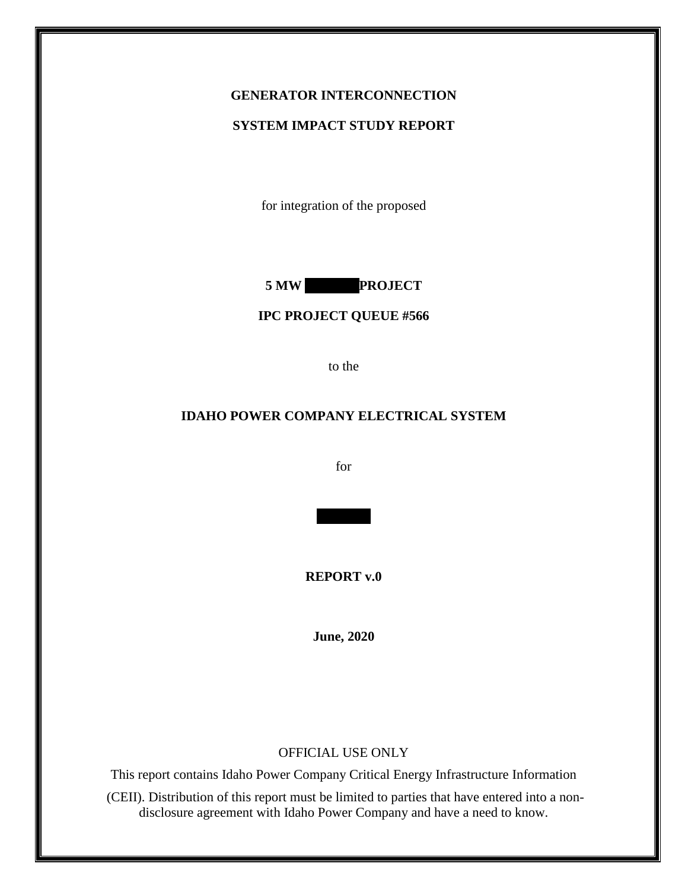**GENERATOR INTERCONNECTION**

**SYSTEM IMPACT STUDY REPORT**

for integration of the proposed

**5 MW PROJECT**

**IPC PROJECT QUEUE #566**

to the

**IDAHO POWER COMPANY ELECTRICAL SYSTEM**

for

**REPORT v.0**

**June, 2020**

OFFICIAL USE ONLY

This report contains Idaho Power Company Critical Energy Infrastructure Information (CEII). Distribution of this report must be limited to parties that have entered into a non-disclosure agreement with Idaho Power Company and have a need to know.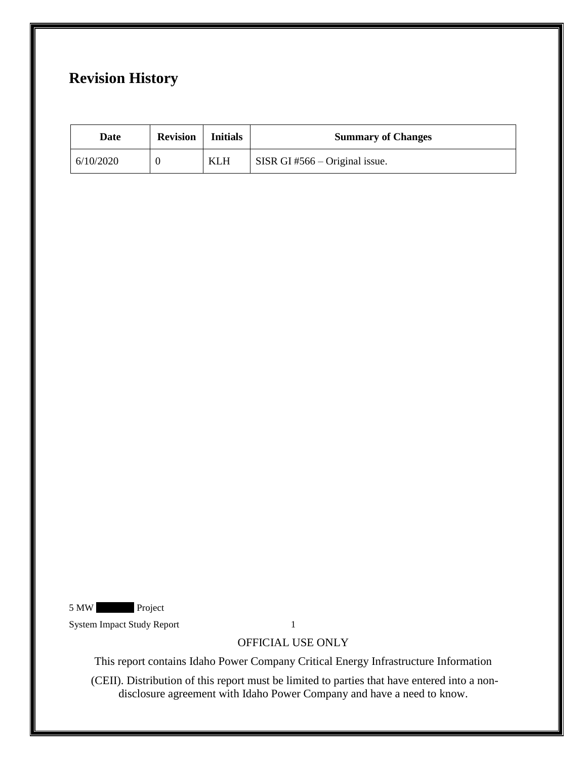# Revision History

| Date | Revision | Initials | Summary of Changes |
|---|---|---|---|
| 6/10/2020 | 0 | KLH | SISR GI #566 – Original issue. |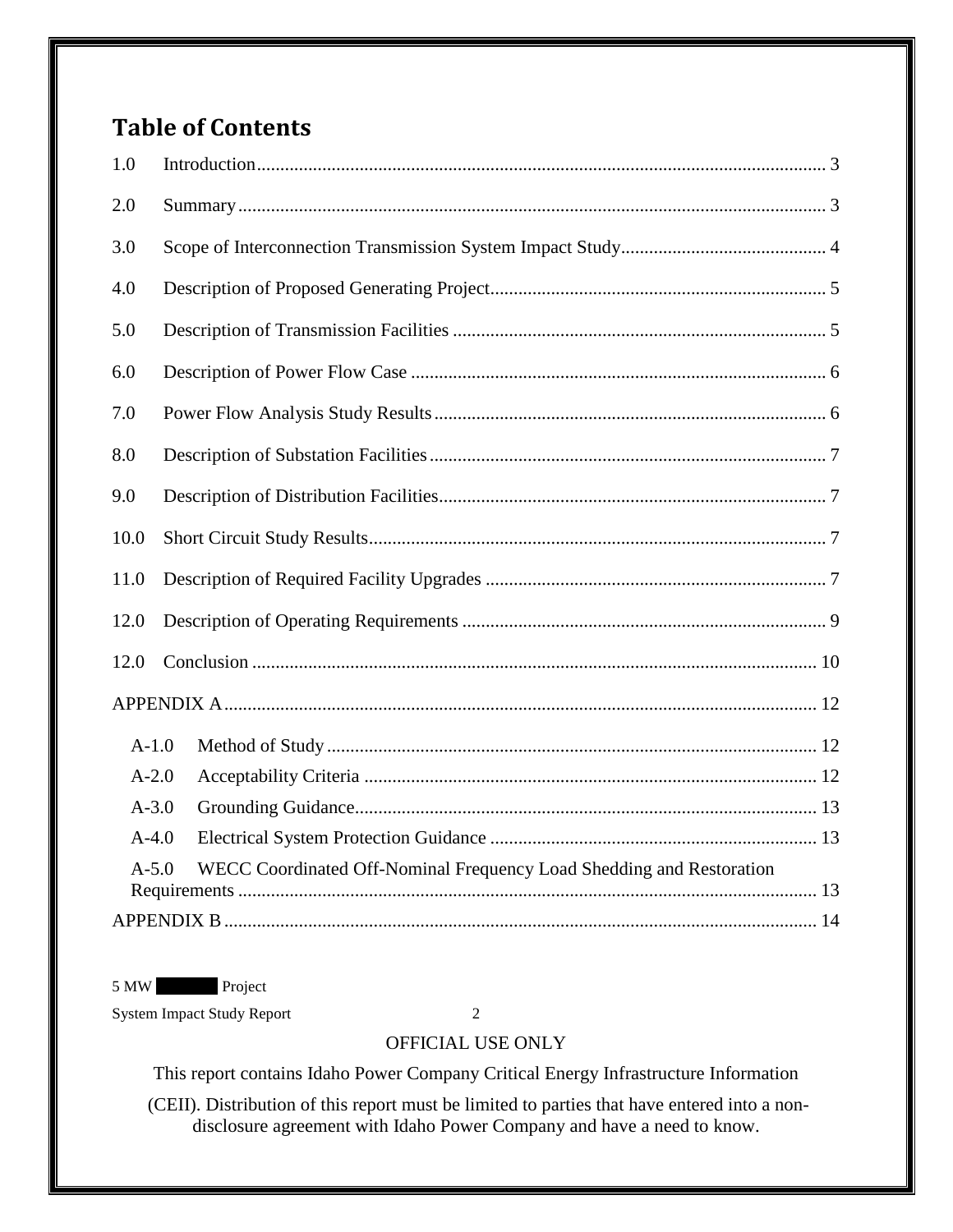# Table of Contents

1.0 Introduction ........................................................................................................ 3

2.0 Summary ............................................................................................................ 3

3.0 Scope of Interconnection Transmission System Impact Study ........................................... 4

4.0 Description of Proposed Generating Project ...................................................................... 5

5.0 Description of Transmission Facilities .............................................................................. 5

6.0 Description of Power Flow Case ....................................................................................... 6

7.0 Power Flow Analysis Study Results .................................................................................. 6

8.0 Description of Substation Facilities ................................................................................... 7

9.0 Description of Distribution Facilities ................................................................................. 7

10.0 Short Circuit Study Results ................................................................................................ 7

11.0 Description of Required Facility Upgrades ........................................................................ 7

12.0 Description of Operating Requirements ............................................................................ 9

12.0 Conclusion ....................................................................................................................... 10

APPENDIX A ........................................................................................................................... 12

- A-1.0 Method of Study ....................................................................................................... 12
- A-2.0 Acceptability Criteria ............................................................................................... 12
- A-3.0 Grounding Guidance ................................................................................................. 13
- A-4.0 Electrical System Protection Guidance .................................................................... 13
- A-5.0 WECC Coordinated Off-Nominal Frequency Load Shedding and Restoration Requirements ........................................................................................................................ 13

APPENDIX B ........................................................................................................................... 14

OFFICIAL USE ONLY

This report contains Idaho Power Company Critical Energy Infrastructure Information (CEII). Distribution of this report must be limited to parties that have entered into a non-disclosure agreement with Idaho Power Company and have a need to know.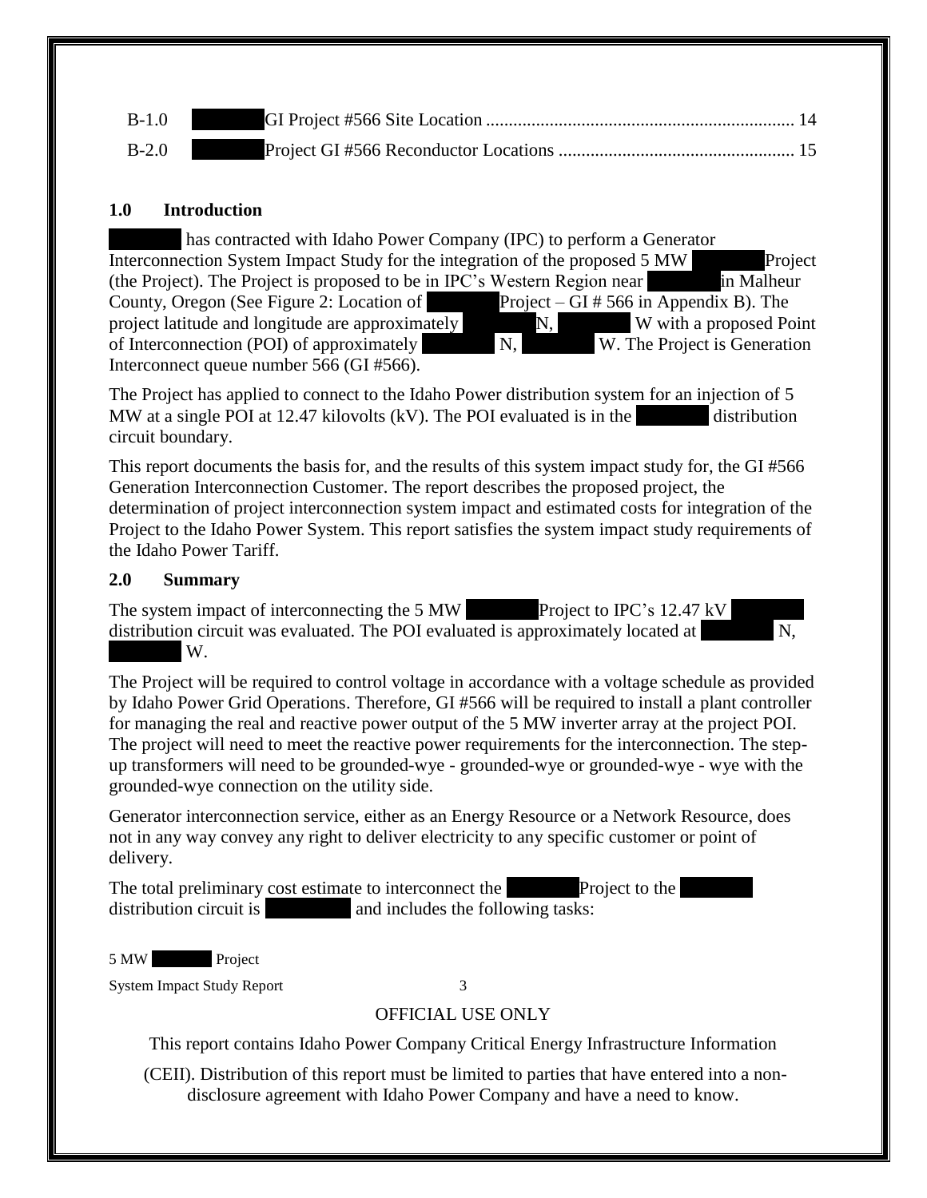| B-1.0 | GI Project #566 Site Location | 14 |
|---|---|---|
| B-2.0 | Project GI #566 Reconductor Locations | 15 |

## 1.0 Introduction

has contracted with Idaho Power Company (IPC) to perform a Generator Interconnection System Impact Study for the integration of the proposed 5 MW Project (the Project). The Project is proposed to be in IPC's Western Region near in Malheur County, Oregon (See Figure 2: Location of Project – GI # 566 in Appendix B). The project latitude and longitude are approximately N, W with a proposed Point of Interconnection (POI) of approximately N, W. The Project is Generation Interconnect queue number 566 (GI #566).

The Project has applied to connect to the Idaho Power distribution system for an injection of 5 MW at a single POI at 12.47 kilovolts (kV). The POI evaluated is in the distribution circuit boundary.

This report documents the basis for, and the results of this system impact study for, the GI #566 Generation Interconnection Customer. The report describes the proposed project, the determination of project interconnection system impact and estimated costs for integration of the Project to the Idaho Power System. This report satisfies the system impact study requirements of the Idaho Power Tariff.

## 2.0 Summary

The system impact of interconnecting the 5 MW Project to IPC's 12.47 kV distribution circuit was evaluated. The POI evaluated is approximately located at N, W.

The Project will be required to control voltage in accordance with a voltage schedule as provided by Idaho Power Grid Operations. Therefore, GI #566 will be required to install a plant controller for managing the real and reactive power output of the 5 MW inverter array at the project POI. The project will need to meet the reactive power requirements for the interconnection. The step-up transformers will need to be grounded-wye - grounded-wye or grounded-wye - wye with the grounded-wye connection on the utility side.

Generator interconnection service, either as an Energy Resource or a Network Resource, does not in any way convey any right to deliver electricity to any specific customer or point of delivery.

The total preliminary cost estimate to interconnect the Project to the distribution circuit is and includes the following tasks: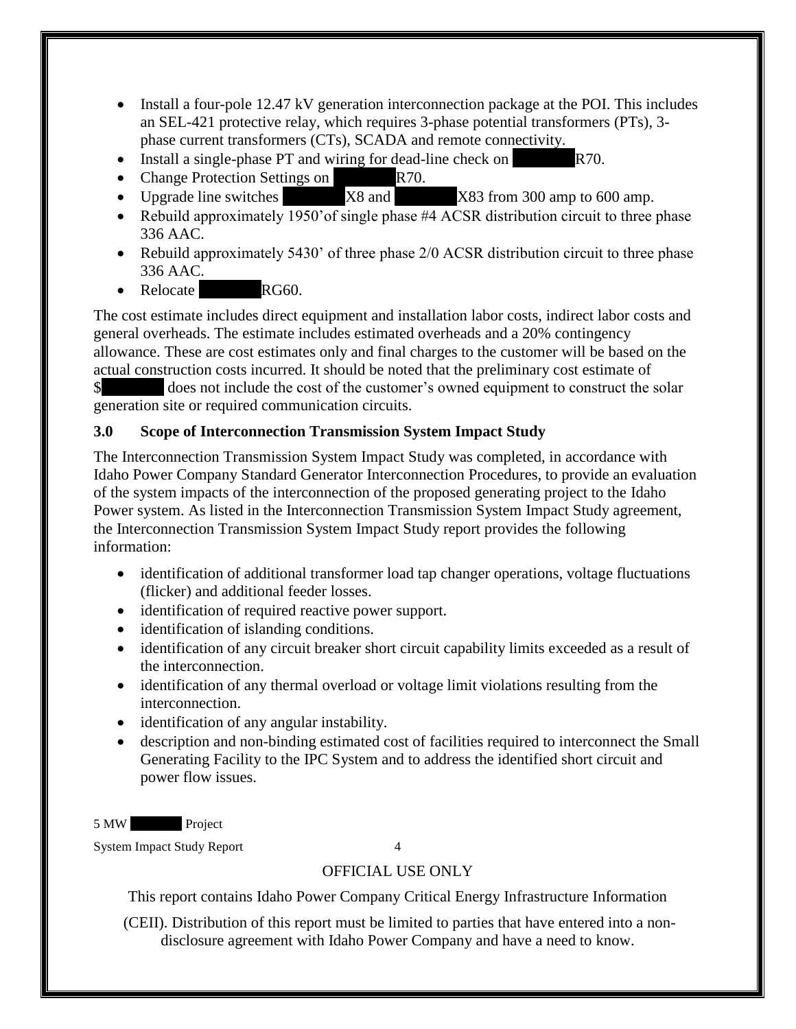- Install a four-pole 12.47 kV generation interconnection package at the POI. This includes an SEL-421 protective relay, which requires 3-phase potential transformers (PTs), 3-phase current transformers (CTs), SCADA and remote connectivity.
- Install a single-phase PT and wiring for dead-line check on R70.
- Change Protection Settings on R70.
- Upgrade line switches X8 and X83 from 300 amp to 600 amp.
- Rebuild approximately 1950'of single phase #4 ACSR distribution circuit to three phase 336 AAC.
- Rebuild approximately 5430' of three phase 2/0 ACSR distribution circuit to three phase 336 AAC.
- Relocate RG60.

The cost estimate includes direct equipment and installation labor costs, indirect labor costs and general overheads. The estimate includes estimated overheads and a 20% contingency allowance. These are cost estimates only and final charges to the customer will be based on the actual construction costs incurred. It should be noted that the preliminary cost estimate of $ does not include the cost of the customer's owned equipment to construct the solar generation site or required communication circuits.

### 3.0 Scope of Interconnection Transmission System Impact Study

The Interconnection Transmission System Impact Study was completed, in accordance with Idaho Power Company Standard Generator Interconnection Procedures, to provide an evaluation of the system impacts of the interconnection of the proposed generating project to the Idaho Power system. As listed in the Interconnection Transmission System Impact Study agreement, the Interconnection Transmission System Impact Study report provides the following information:

- identification of additional transformer load tap changer operations, voltage fluctuations (flicker) and additional feeder losses.
- identification of required reactive power support.
- identification of islanding conditions.
- identification of any circuit breaker short circuit capability limits exceeded as a result of the interconnection.
- identification of any thermal overload or voltage limit violations resulting from the interconnection.
- identification of any angular instability.
- description and non-binding estimated cost of facilities required to interconnect the Small Generating Facility to the IPC System and to address the identified short circuit and power flow issues.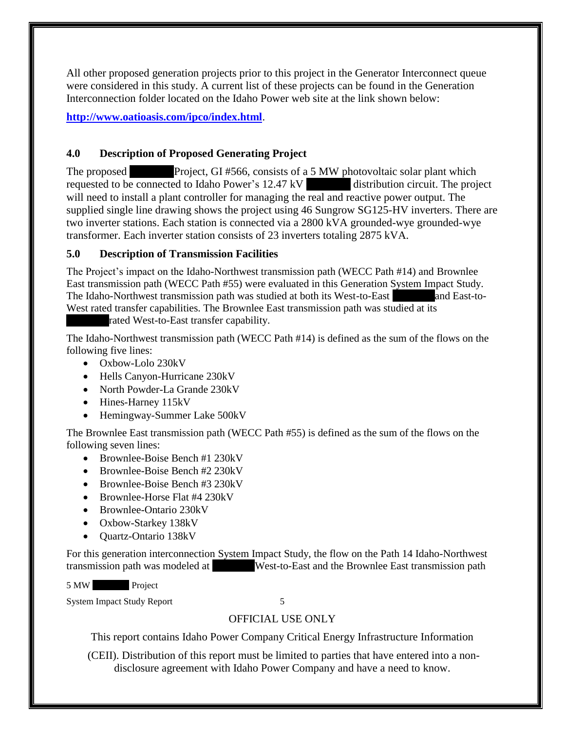All other proposed generation projects prior to this project in the Generator Interconnect queue were considered in this study. A current list of these projects can be found in the Generation Interconnection folder located on the Idaho Power web site at the link shown below:

**http://www.oatioasis.com/ipco/index.html**.

## 4.0 Description of Proposed Generating Project

The proposed [REDACTED] Project, GI #566, consists of a 5 MW photovoltaic solar plant which requested to be connected to Idaho Power's 12.47 kV [REDACTED] distribution circuit. The project will need to install a plant controller for managing the real and reactive power output. The supplied single line drawing shows the project using 46 Sungrow SG125-HV inverters. There are two inverter stations. Each station is connected via a 2800 kVA grounded-wye grounded-wye transformer. Each inverter station consists of 23 inverters totaling 2875 kVA.

## 5.0 Description of Transmission Facilities

The Project's impact on the Idaho-Northwest transmission path (WECC Path #14) and Brownlee East transmission path (WECC Path #55) were evaluated in this Generation System Impact Study. The Idaho-Northwest transmission path was studied at both its West-to-East [REDACTED] and East-to-West rated transfer capabilities. The Brownlee East transmission path was studied at its [REDACTED] rated West-to-East transfer capability.

The Idaho-Northwest transmission path (WECC Path #14) is defined as the sum of the flows on the following five lines:

- Oxbow-Lolo 230kV
- Hells Canyon-Hurricane 230kV
- North Powder-La Grande 230kV
- Hines-Harney 115kV
- Hemingway-Summer Lake 500kV

The Brownlee East transmission path (WECC Path #55) is defined as the sum of the flows on the following seven lines:

- Brownlee-Boise Bench #1 230kV
- Brownlee-Boise Bench #2 230kV
- Brownlee-Boise Bench #3 230kV
- Brownlee-Horse Flat #4 230kV
- Brownlee-Ontario 230kV
- Oxbow-Starkey 138kV
- Quartz-Ontario 138kV

For this generation interconnection System Impact Study, the flow on the Path 14 Idaho-Northwest transmission path was modeled at [REDACTED] West-to-East and the Brownlee East transmission path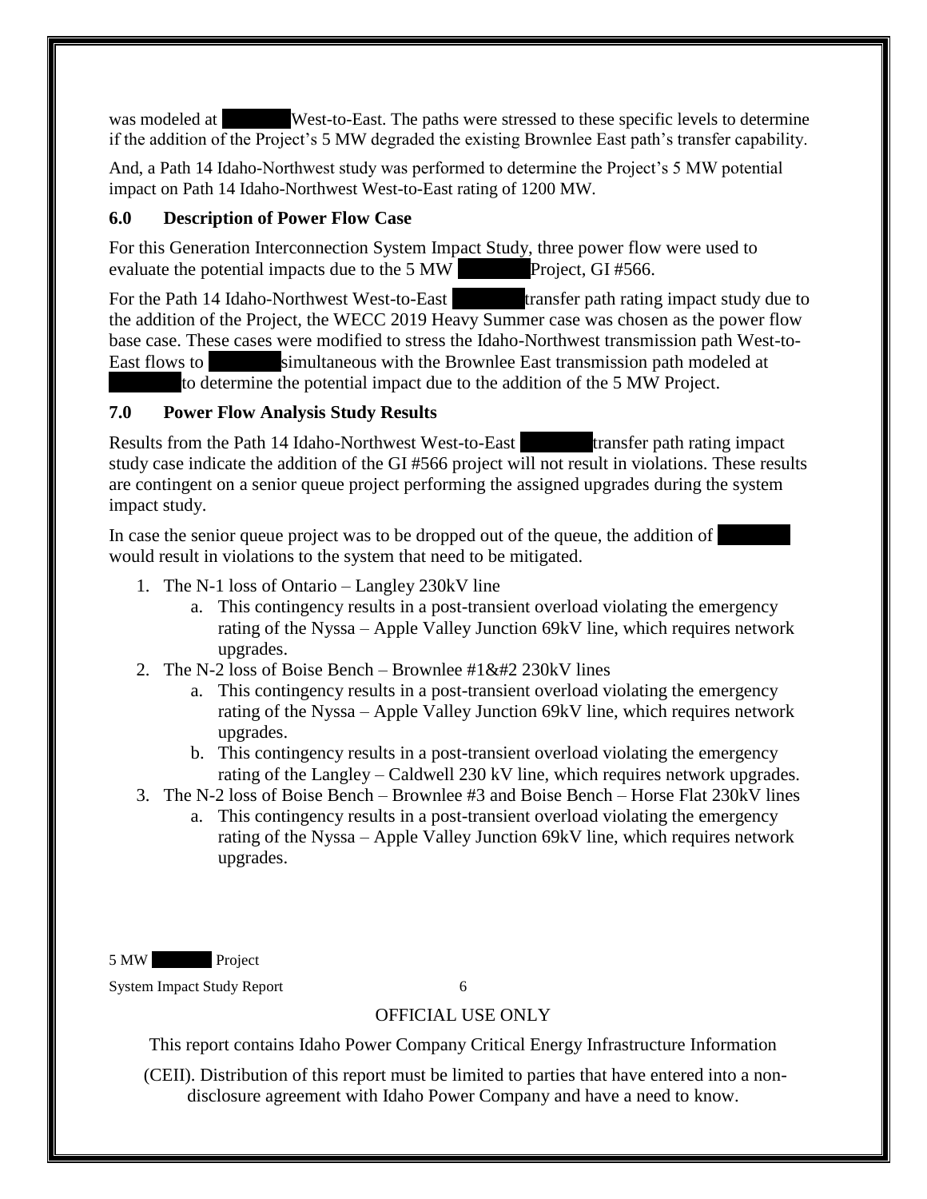was modeled at [REDACTED] West-to-East. The paths were stressed to these specific levels to determine if the addition of the Project's 5 MW degraded the existing Brownlee East path's transfer capability.

And, a Path 14 Idaho-Northwest study was performed to determine the Project's 5 MW potential impact on Path 14 Idaho-Northwest West-to-East rating of 1200 MW.

### 6.0 Description of Power Flow Case

For this Generation Interconnection System Impact Study, three power flow were used to evaluate the potential impacts due to the 5 MW [REDACTED] Project, GI #566.

For the Path 14 Idaho-Northwest West-to-East [REDACTED] transfer path rating impact study due to the addition of the Project, the WECC 2019 Heavy Summer case was chosen as the power flow base case. These cases were modified to stress the Idaho-Northwest transmission path West-to-East flows to [REDACTED] simultaneous with the Brownlee East transmission path modeled at [REDACTED] to determine the potential impact due to the addition of the 5 MW Project.

### 7.0 Power Flow Analysis Study Results

Results from the Path 14 Idaho-Northwest West-to-East [REDACTED] transfer path rating impact study case indicate the addition of the GI #566 project will not result in violations. These results are contingent on a senior queue project performing the assigned upgrades during the system impact study.

In case the senior queue project was to be dropped out of the queue, the addition of [REDACTED] would result in violations to the system that need to be mitigated.

1. The N-1 loss of Ontario – Langley 230kV line
   a. This contingency results in a post-transient overload violating the emergency rating of the Nyssa – Apple Valley Junction 69kV line, which requires network upgrades.
2. The N-2 loss of Boise Bench – Brownlee #1&#2 230kV lines
   a. This contingency results in a post-transient overload violating the emergency rating of the Nyssa – Apple Valley Junction 69kV line, which requires network upgrades.
   b. This contingency results in a post-transient overload violating the emergency rating of the Langley – Caldwell 230 kV line, which requires network upgrades.
3. The N-2 loss of Boise Bench – Brownlee #3 and Boise Bench – Horse Flat 230kV lines
   a. This contingency results in a post-transient overload violating the emergency rating of the Nyssa – Apple Valley Junction 69kV line, which requires network upgrades.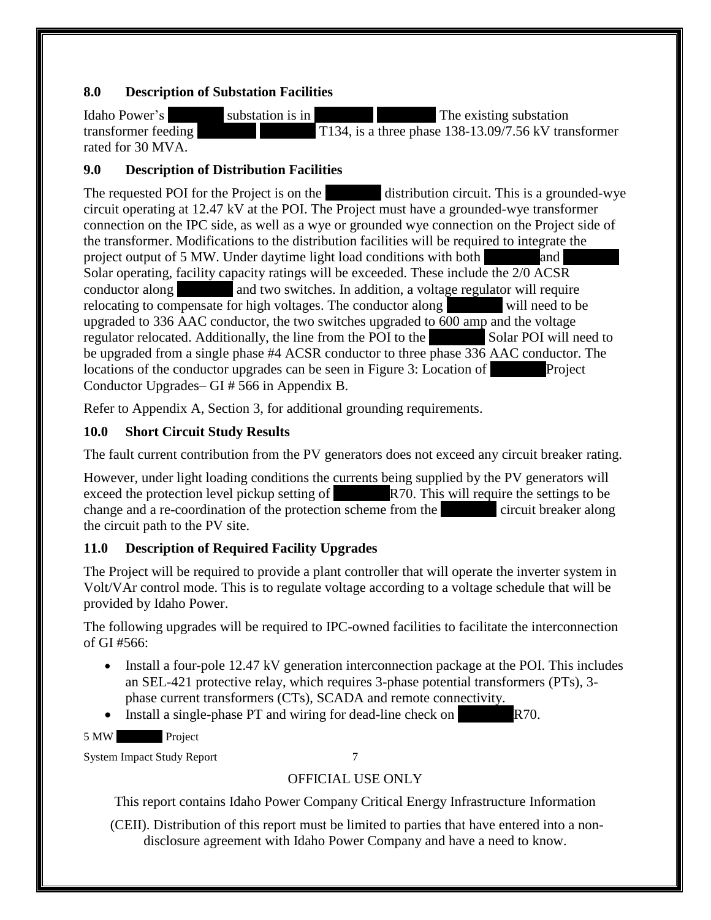## 8.0 Description of Substation Facilities

Idaho Power's substation is in . The existing substation transformer feeding T134, is a three phase 138-13.09/7.56 kV transformer rated for 30 MVA.

## 9.0 Description of Distribution Facilities

The requested POI for the Project is on the distribution circuit. This is a grounded-wye circuit operating at 12.47 kV at the POI. The Project must have a grounded-wye transformer connection on the IPC side, as well as a wye or grounded wye connection on the Project side of the transformer. Modifications to the distribution facilities will be required to integrate the project output of 5 MW. Under daytime light load conditions with both and Solar operating, facility capacity ratings will be exceeded. These include the 2/0 ACSR conductor along and two switches. In addition, a voltage regulator will require relocating to compensate for high voltages. The conductor along will need to be upgraded to 336 AAC conductor, the two switches upgraded to 600 amp and the voltage regulator relocated. Additionally, the line from the POI to the Solar POI will need to be upgraded from a single phase #4 ACSR conductor to three phase 336 AAC conductor. The locations of the conductor upgrades can be seen in Figure 3: Location of Project Conductor Upgrades– GI # 566 in Appendix B.

Refer to Appendix A, Section 3, for additional grounding requirements.

## 10.0 Short Circuit Study Results

The fault current contribution from the PV generators does not exceed any circuit breaker rating.

However, under light loading conditions the currents being supplied by the PV generators will exceed the protection level pickup setting of R70. This will require the settings to be change and a re-coordination of the protection scheme from the circuit breaker along the circuit path to the PV site.

## 11.0 Description of Required Facility Upgrades

The Project will be required to provide a plant controller that will operate the inverter system in Volt/VAr control mode. This is to regulate voltage according to a voltage schedule that will be provided by Idaho Power.

The following upgrades will be required to IPC-owned facilities to facilitate the interconnection of GI #566:

- Install a four-pole 12.47 kV generation interconnection package at the POI. This includes an SEL-421 protective relay, which requires 3-phase potential transformers (PTs), 3-phase current transformers (CTs), SCADA and remote connectivity.
- Install a single-phase PT and wiring for dead-line check on R70.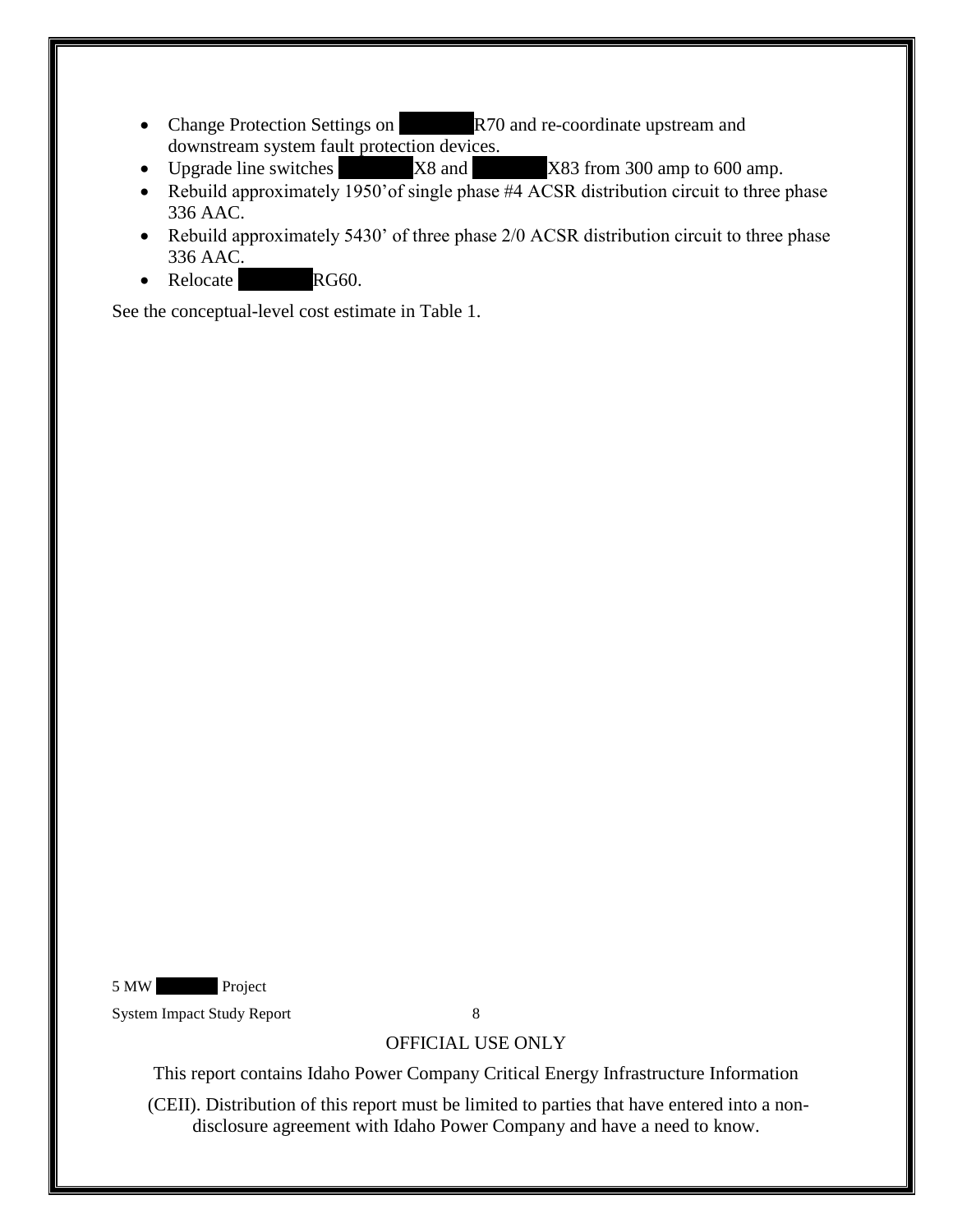- Change Protection Settings on R70 and re-coordinate upstream and downstream system fault protection devices.
- Upgrade line switches X8 and X83 from 300 amp to 600 amp.
- Rebuild approximately 1950' of single phase #4 ACSR distribution circuit to three phase 336 AAC.
- Rebuild approximately 5430' of three phase 2/0 ACSR distribution circuit to three phase 336 AAC.
- Relocate RG60.

See the conceptual-level cost estimate in Table 1.

OFFICIAL USE ONLY

This report contains Idaho Power Company Critical Energy Infrastructure Information (CEII). Distribution of this report must be limited to parties that have entered into a non-disclosure agreement with Idaho Power Company and have a need to know.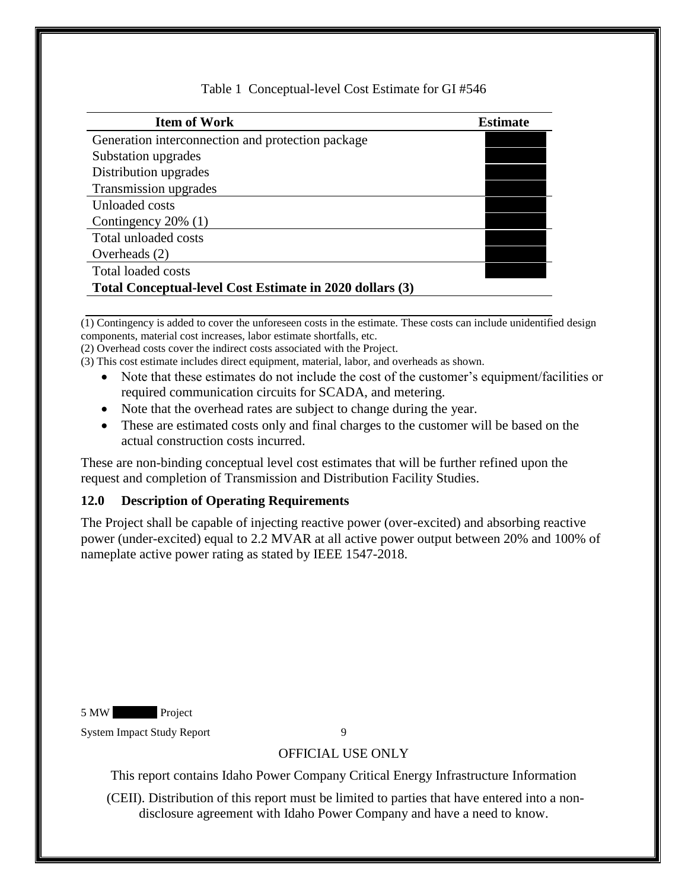Table 1 Conceptual-level Cost Estimate for GI #546

| Item of Work | Estimate |
| --- | --- |
| Generation interconnection and protection package | ███ |
| Substation upgrades | ███ |
| Distribution upgrades | ███ |
| Transmission upgrades | ███ |
| Unloaded costs | ███ |
| Contingency 20% (1) | ███ |
| Total unloaded costs | ███ |
| Overheads (2) | ███ |
| Total loaded costs | ███ |
| **Total Conceptual-level Cost Estimate in 2020 dollars (3)** | |

(1) Contingency is added to cover the unforeseen costs in the estimate. These costs can include unidentified design components, material cost increases, labor estimate shortfalls, etc.

(2) Overhead costs cover the indirect costs associated with the Project.

(3) This cost estimate includes direct equipment, material, labor, and overheads as shown.

- Note that these estimates do not include the cost of the customer's equipment/facilities or required communication circuits for SCADA, and metering.
- Note that the overhead rates are subject to change during the year.
- These are estimated costs only and final charges to the customer will be based on the actual construction costs incurred.

These are non-binding conceptual level cost estimates that will be further refined upon the request and completion of Transmission and Distribution Facility Studies.

## 12.0 Description of Operating Requirements

The Project shall be capable of injecting reactive power (over-excited) and absorbing reactive power (under-excited) equal to 2.2 MVAR at all active power output between 20% and 100% of nameplate active power rating as stated by IEEE 1547-2018.

OFFICIAL USE ONLY

This report contains Idaho Power Company Critical Energy Infrastructure Information (CEII). Distribution of this report must be limited to parties that have entered into a non-disclosure agreement with Idaho Power Company and have a need to know.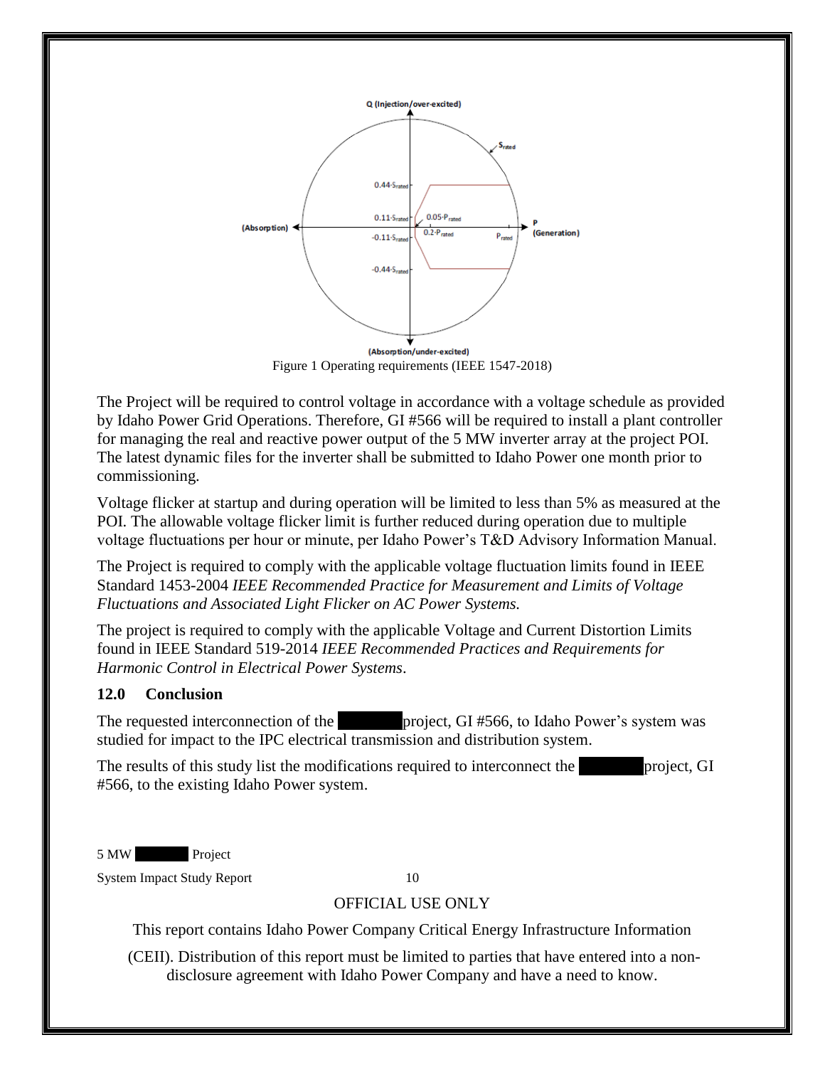Figure 1 Operating requirements (IEEE 1547-2018)

The Project will be required to control voltage in accordance with a voltage schedule as provided by Idaho Power Grid Operations. Therefore, GI #566 will be required to install a plant controller for managing the real and reactive power output of the 5 MW inverter array at the project POI. The latest dynamic files for the inverter shall be submitted to Idaho Power one month prior to commissioning.

Voltage flicker at startup and during operation will be limited to less than 5% as measured at the POI. The allowable voltage flicker limit is further reduced during operation due to multiple voltage fluctuations per hour or minute, per Idaho Power's T&D Advisory Information Manual.

The Project is required to comply with the applicable voltage fluctuation limits found in IEEE Standard 1453-2004 *IEEE Recommended Practice for Measurement and Limits of Voltage Fluctuations and Associated Light Flicker on AC Power Systems.*

The project is required to comply with the applicable Voltage and Current Distortion Limits found in IEEE Standard 519-2014 *IEEE Recommended Practices and Requirements for Harmonic Control in Electrical Power Systems*.

## 12.0 Conclusion

The requested interconnection of the project, GI #566, to Idaho Power's system was studied for impact to the IPC electrical transmission and distribution system.

The results of this study list the modifications required to interconnect the project, GI #566, to the existing Idaho Power system.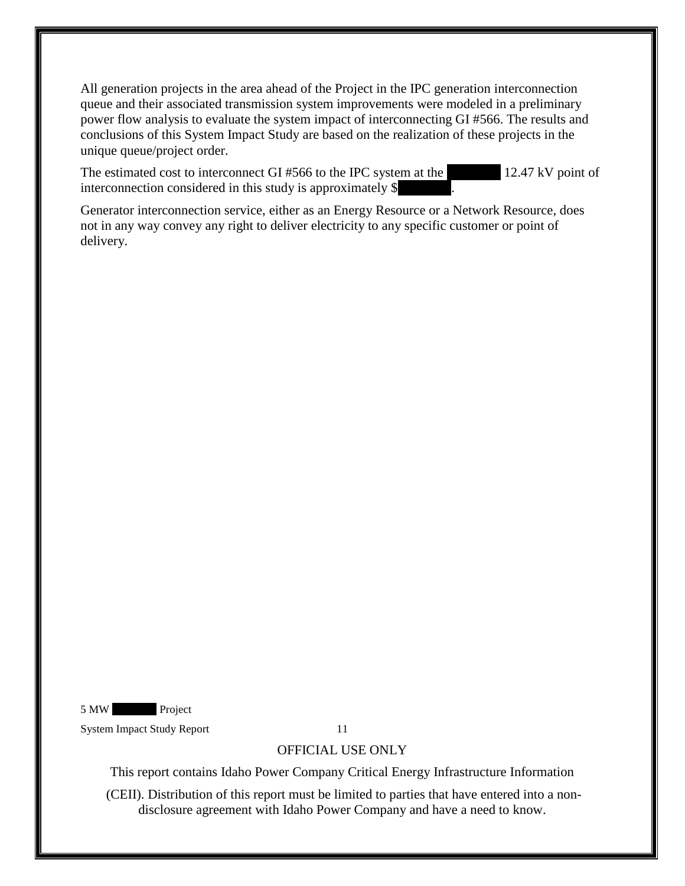All generation projects in the area ahead of the Project in the IPC generation interconnection queue and their associated transmission system improvements were modeled in a preliminary power flow analysis to evaluate the system impact of interconnecting GI #566. The results and conclusions of this System Impact Study are based on the realization of these projects in the unique queue/project order.

The estimated cost to interconnect GI #566 to the IPC system at the ██████ 12.47 kV point of interconnection considered in this study is approximately $██████.

Generator interconnection service, either as an Energy Resource or a Network Resource, does not in any way convey any right to deliver electricity to any specific customer or point of delivery.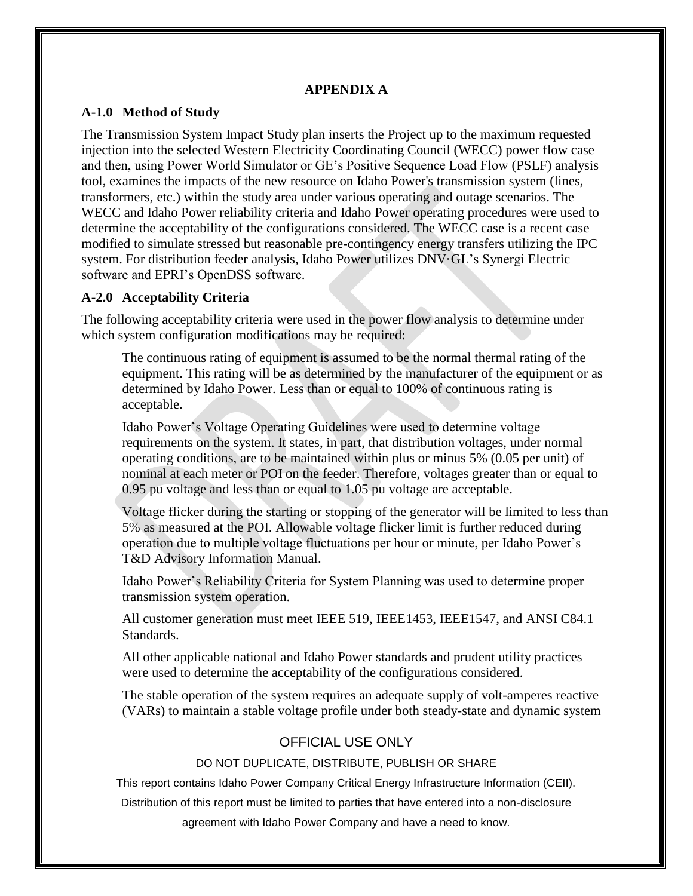# APPENDIX A

## A-1.0 Method of Study

The Transmission System Impact Study plan inserts the Project up to the maximum requested injection into the selected Western Electricity Coordinating Council (WECC) power flow case and then, using Power World Simulator or GE's Positive Sequence Load Flow (PSLF) analysis tool, examines the impacts of the new resource on Idaho Power's transmission system (lines, transformers, etc.) within the study area under various operating and outage scenarios. The WECC and Idaho Power reliability criteria and Idaho Power operating procedures were used to determine the acceptability of the configurations considered. The WECC case is a recent case modified to simulate stressed but reasonable pre-contingency energy transfers utilizing the IPC system. For distribution feeder analysis, Idaho Power utilizes DNV·GL's Synergi Electric software and EPRI's OpenDSS software.

## A-2.0 Acceptability Criteria

The following acceptability criteria were used in the power flow analysis to determine under which system configuration modifications may be required:

The continuous rating of equipment is assumed to be the normal thermal rating of the equipment. This rating will be as determined by the manufacturer of the equipment or as determined by Idaho Power. Less than or equal to 100% of continuous rating is acceptable.

Idaho Power's Voltage Operating Guidelines were used to determine voltage requirements on the system. It states, in part, that distribution voltages, under normal operating conditions, are to be maintained within plus or minus 5% (0.05 per unit) of nominal at each meter or POI on the feeder. Therefore, voltages greater than or equal to 0.95 pu voltage and less than or equal to 1.05 pu voltage are acceptable.

Voltage flicker during the starting or stopping of the generator will be limited to less than 5% as measured at the POI. Allowable voltage flicker limit is further reduced during operation due to multiple voltage fluctuations per hour or minute, per Idaho Power's T&D Advisory Information Manual.

Idaho Power's Reliability Criteria for System Planning was used to determine proper transmission system operation.

All customer generation must meet IEEE 519, IEEE1453, IEEE1547, and ANSI C84.1 Standards.

All other applicable national and Idaho Power standards and prudent utility practices were used to determine the acceptability of the configurations considered.

The stable operation of the system requires an adequate supply of volt-amperes reactive (VARs) to maintain a stable voltage profile under both steady-state and dynamic system

OFFICIAL USE ONLY

DO NOT DUPLICATE, DISTRIBUTE, PUBLISH OR SHARE

This report contains Idaho Power Company Critical Energy Infrastructure Information (CEII). Distribution of this report must be limited to parties that have entered into a non-disclosure agreement with Idaho Power Company and have a need to know.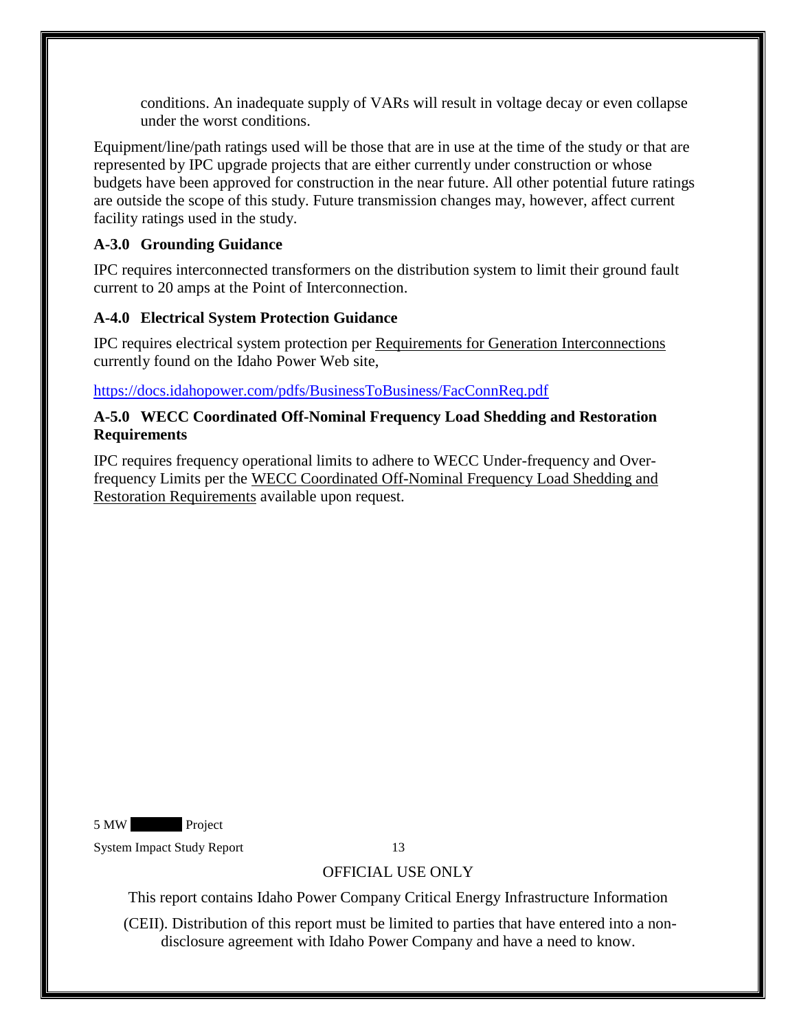conditions. An inadequate supply of VARs will result in voltage decay or even collapse under the worst conditions.

Equipment/line/path ratings used will be those that are in use at the time of the study or that are represented by IPC upgrade projects that are either currently under construction or whose budgets have been approved for construction in the near future. All other potential future ratings are outside the scope of this study. Future transmission changes may, however, affect current facility ratings used in the study.

### A-3.0 Grounding Guidance

IPC requires interconnected transformers on the distribution system to limit their ground fault current to 20 amps at the Point of Interconnection.

### A-4.0 Electrical System Protection Guidance

IPC requires electrical system protection per Requirements for Generation Interconnections currently found on the Idaho Power Web site,

https://docs.idahopower.com/pdfs/BusinessToBusiness/FacConnReq.pdf

### A-5.0 WECC Coordinated Off-Nominal Frequency Load Shedding and Restoration Requirements

IPC requires frequency operational limits to adhere to WECC Under-frequency and Over-frequency Limits per the WECC Coordinated Off-Nominal Frequency Load Shedding and Restoration Requirements available upon request.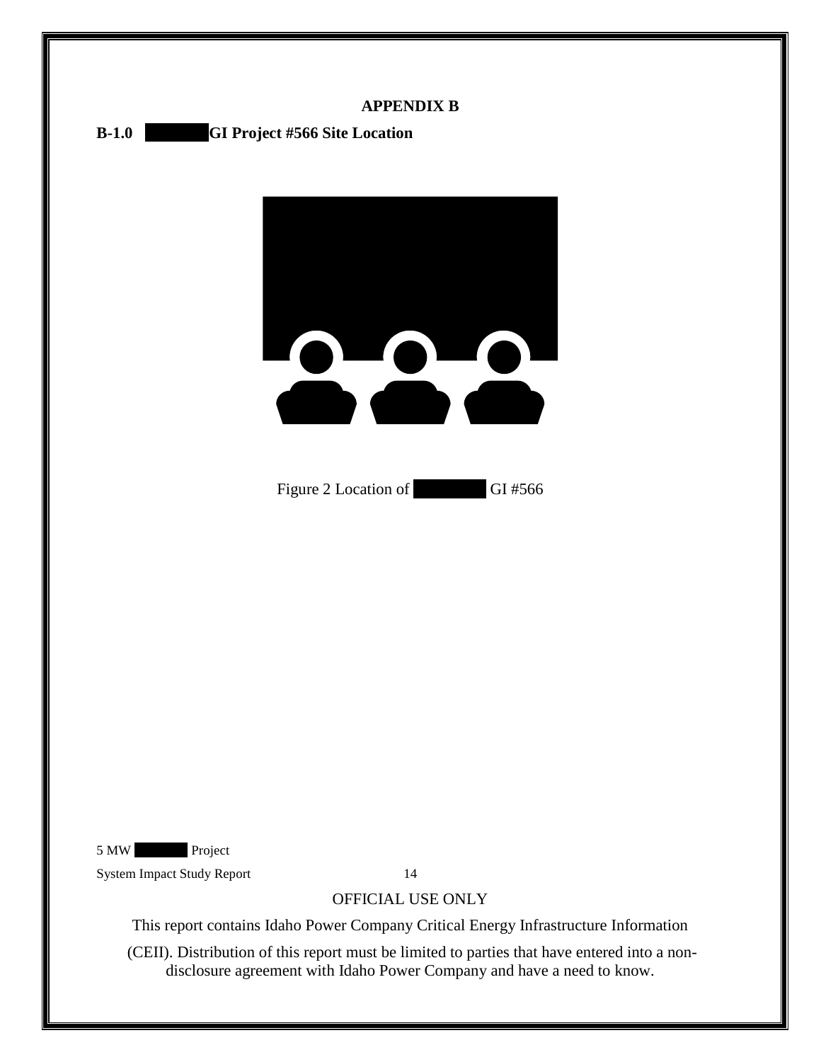**APPENDIX B**

**B-1.0 GI Project #566 Site Location**

Figure 2 Location of GI #566

OFFICIAL USE ONLY

This report contains Idaho Power Company Critical Energy Infrastructure Information (CEII). Distribution of this report must be limited to parties that have entered into a non-disclosure agreement with Idaho Power Company and have a need to know.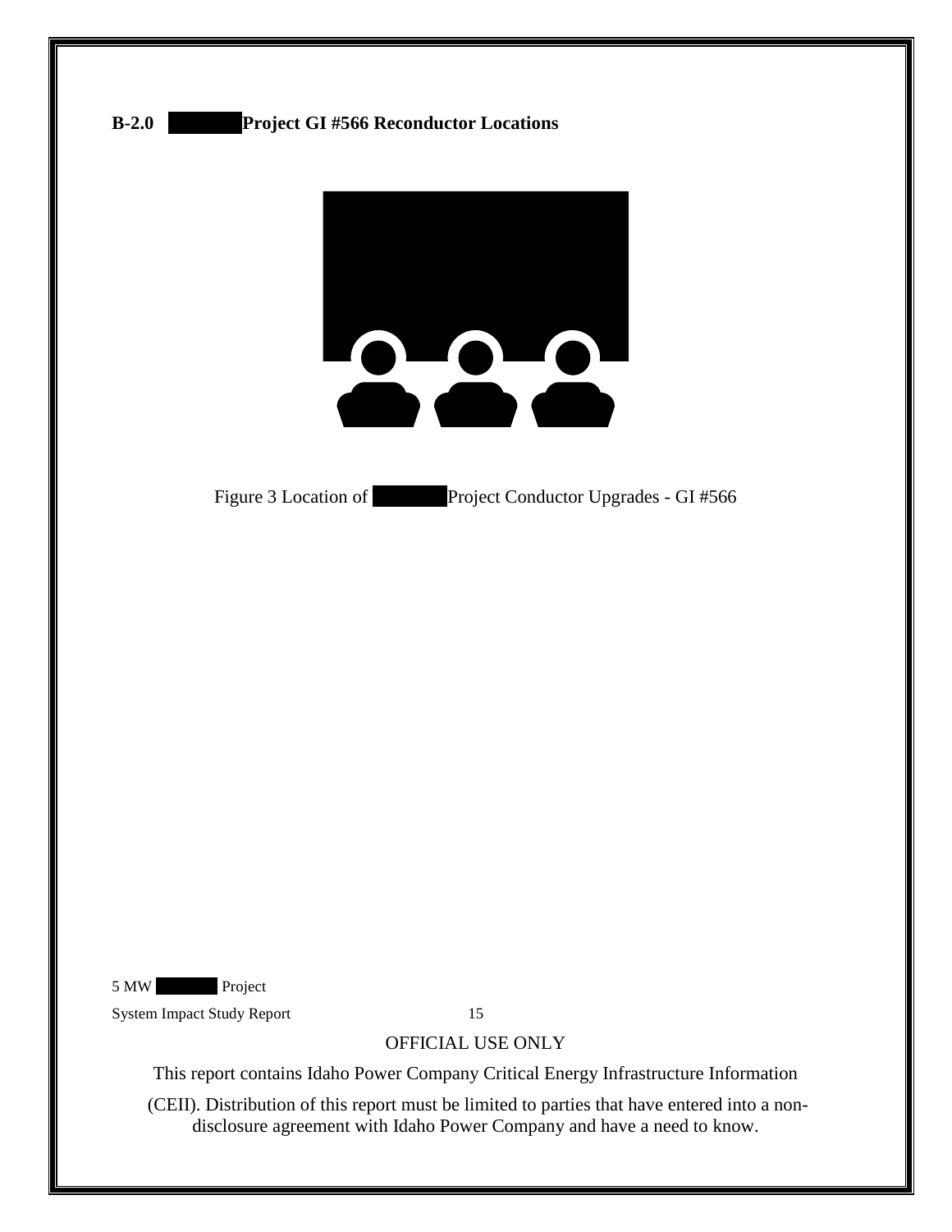## B-2.0 Project GI #566 Reconductor Locations

Figure 3 Location of Project Conductor Upgrades - GI #566

OFFICIAL USE ONLY

This report contains Idaho Power Company Critical Energy Infrastructure Information (CEII). Distribution of this report must be limited to parties that have entered into a non-disclosure agreement with Idaho Power Company and have a need to know.